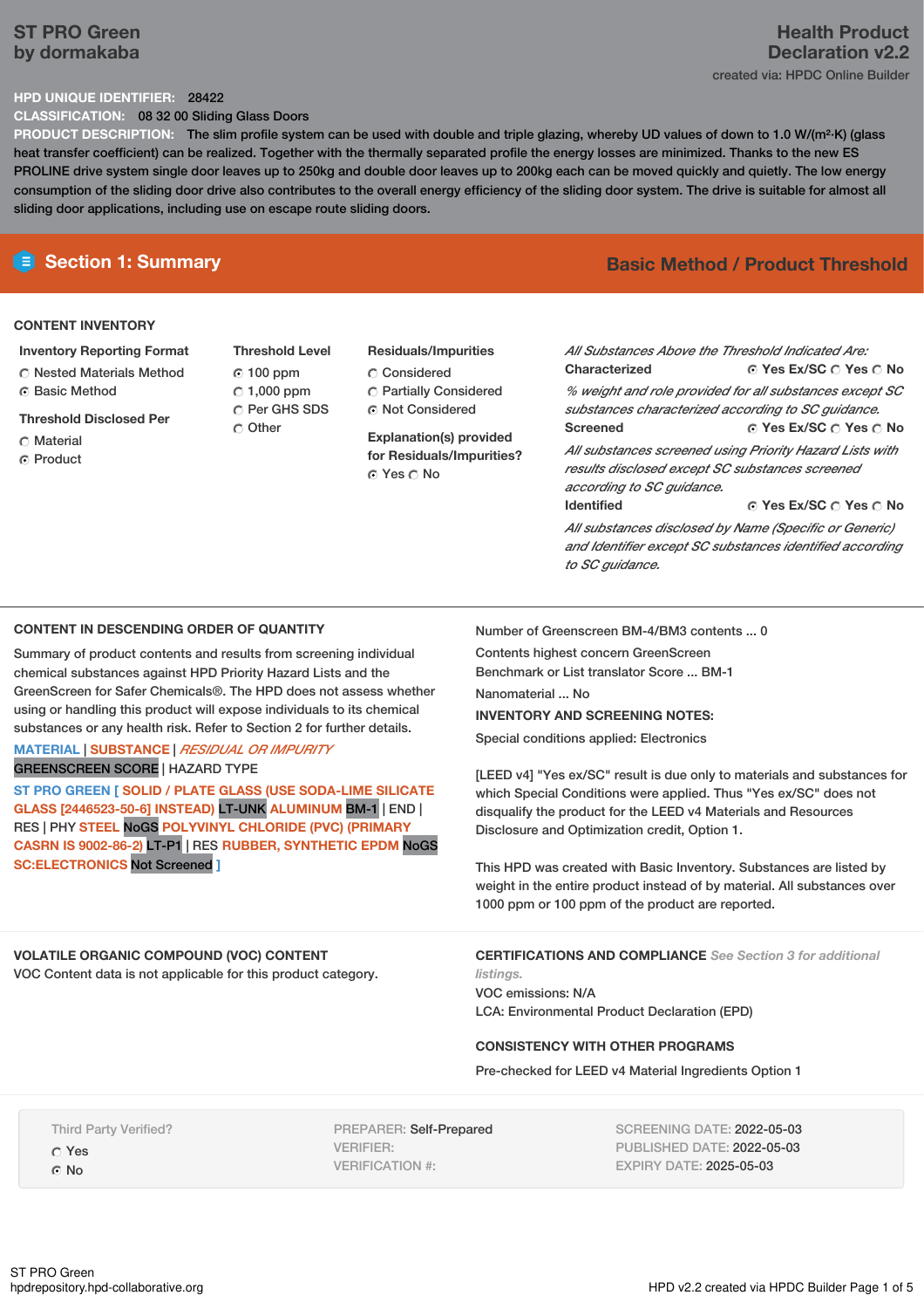# ST PRO Green
## by dormakaba

**Health Product Declaration v2.2**
created via: HPDC Online Builder

**HPD UNIQUE IDENTIFIER:** 28422
**CLASSIFICATION:** 08 32 00 Sliding Glass Doors
**PRODUCT DESCRIPTION:** The slim profile system can be used with double and triple glazing, whereby UD values of down to 1.0 W/(m²·K) (glass heat transfer coefficient) can be realized. Together with the thermally separated profile the energy losses are minimized. Thanks to the new ES PROLINE drive system single door leaves up to 250kg and double door leaves up to 200kg each can be moved quickly and quietly. The low energy consumption of the sliding door drive also contributes to the overall energy efficiency of the sliding door system. The drive is suitable for almost all sliding door applications, including use on escape route sliding doors.

## Section 1: Summary

**Basic Method / Product Threshold**

### CONTENT INVENTORY

**Inventory Reporting Format**
- ○ Nested Materials Method
- ● Basic Method

**Threshold Disclosed Per**
- ○ Material
- ● Product

**Threshold Level**
- ● 100 ppm
- ○ 1,000 ppm
- ○ Per GHS SDS
- ○ Other

**Residuals/Impurities**
- ○ Considered
- ○ Partially Considered
- ● Not Considered

**Explanation(s) provided for Residuals/Impurities?**
● Yes ○ No

*All Substances Above the Threshold Indicated Are:*

**Characterized** ● Yes Ex/SC ○ Yes ○ No
*% weight and role provided for all substances except SC substances characterized according to SC guidance.*

**Screened** ● Yes Ex/SC ○ Yes ○ No
*All substances screened using Priority Hazard Lists with results disclosed except SC substances screened according to SC guidance.*

**Identified** ● Yes Ex/SC ○ Yes ○ No
*All substances disclosed by Name (Specific or Generic) and Identifier except SC substances identified according to SC guidance.*

### CONTENT IN DESCENDING ORDER OF QUANTITY

Summary of product contents and results from screening individual chemical substances against HPD Priority Hazard Lists and the GreenScreen for Safer Chemicals®. The HPD does not assess whether using or handling this product will expose individuals to its chemical substances or any health risk. Refer to Section 2 for further details.

MATERIAL | SUBSTANCE | *RESIDUAL OR IMPURITY*
GREENSCREEN SCORE | HAZARD TYPE

ST PRO GREEN [ SOLID / PLATE GLASS (USE SODA-LIME SILICATE GLASS [2446523-50-6] INSTEAD) LT-UNK ALUMINUM BM-1 | END | RES | PHY STEEL NoGS POLYVINYL CHLORIDE (PVC) (PRIMARY CASRN IS 9002-86-2) LT-P1 | RES RUBBER, SYNTHETIC EPDM NoGS SC:ELECTRONICS Not Screened ]

Number of Greenscreen BM-4/BM3 contents ... 0

Contents highest concern GreenScreen Benchmark or List translator Score ... BM-1

Nanomaterial ... No

**INVENTORY AND SCREENING NOTES:**

Special conditions applied: Electronics

[LEED v4] "Yes ex/SC" result is due only to materials and substances for which Special Conditions were applied. Thus "Yes ex/SC" does not disqualify the product for the LEED v4 Materials and Resources Disclosure and Optimization credit, Option 1.

This HPD was created with Basic Inventory. Substances are listed by weight in the entire product instead of by material. All substances over 1000 ppm or 100 ppm of the product are reported.

### VOLATILE ORGANIC COMPOUND (VOC) CONTENT

VOC Content data is not applicable for this product category.

### CERTIFICATIONS AND COMPLIANCE *See Section 3 for additional listings.*

VOC emissions: N/A
LCA: Environmental Product Declaration (EPD)

### CONSISTENCY WITH OTHER PROGRAMS

Pre-checked for LEED v4 Material Ingredients Option 1

Third Party Verified?
- ○ Yes
- ● No

PREPARER: Self-Prepared
VERIFIER:
VERIFICATION #:

SCREENING DATE: 2022-05-03
PUBLISHED DATE: 2022-05-03
EXPIRY DATE: 2025-05-03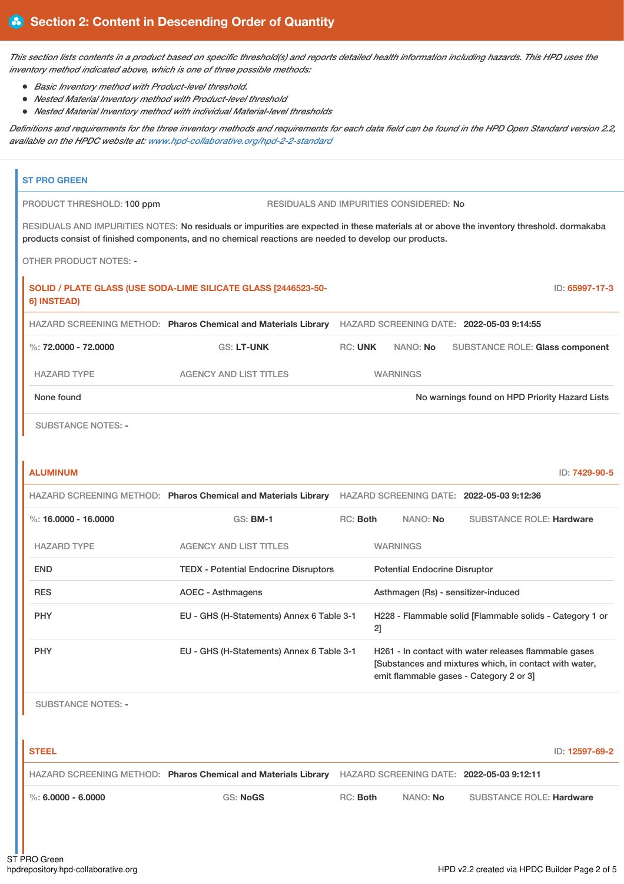## Section 2: Content in Descending Order of Quantity

*This section lists contents in a product based on specific threshold(s) and reports detailed health information including hazards. This HPD uses the inventory method indicated above, which is one of three possible methods:*

- *Basic Inventory method with Product-level threshold.*
- *Nested Material Inventory method with Product-level threshold*
- *Nested Material Inventory method with individual Material-level thresholds*

*Definitions and requirements for the three inventory methods and requirements for each data field can be found in the HPD Open Standard version 2.2, available on the HPDC website at: www.hpd-collaborative.org/hpd-2-2-standard*

### ST PRO GREEN

PRODUCT THRESHOLD: 100 ppm

RESIDUALS AND IMPURITIES CONSIDERED: No

RESIDUALS AND IMPURITIES NOTES: No residuals or impurities are expected in these materials at or above the inventory threshold. dormakaba products consist of finished components, and no chemical reactions are needed to develop our products.

OTHER PRODUCT NOTES: -

#### SOLID / PLATE GLASS (USE SODA-LIME SILICATE GLASS [2446523-50-6] INSTEAD)

ID: 65997-17-3

HAZARD SCREENING METHOD: **Pharos Chemical and Materials Library**

HAZARD SCREENING DATE: **2022-05-03 9:14:55**

%: **72.0000 - 72.0000** | GS: **LT-UNK** | RC: **UNK** | NANO: **No** | SUBSTANCE ROLE: **Glass component**

| HAZARD TYPE | AGENCY AND LIST TITLES | WARNINGS |
|---|---|---|
| None found | | No warnings found on HPD Priority Hazard Lists |

SUBSTANCE NOTES: -

#### ALUMINUM

ID: 7429-90-5

HAZARD SCREENING METHOD: **Pharos Chemical and Materials Library**

HAZARD SCREENING DATE: **2022-05-03 9:12:36**

%: **16.0000 - 16.0000** | GS: **BM-1** | RC: **Both** | NANO: **No** | SUBSTANCE ROLE: **Hardware**

| HAZARD TYPE | AGENCY AND LIST TITLES | WARNINGS |
|---|---|---|
| END | TEDX - Potential Endocrine Disruptors | Potential Endocrine Disruptor |
| RES | AOEC - Asthmagens | Asthmagen (Rs) - sensitizer-induced |
| PHY | EU - GHS (H-Statements) Annex 6 Table 3-1 | H228 - Flammable solid [Flammable solids - Category 1 or 2] |
| PHY | EU - GHS (H-Statements) Annex 6 Table 3-1 | H261 - In contact with water releases flammable gases [Substances and mixtures which, in contact with water, emit flammable gases - Category 2 or 3] |

SUBSTANCE NOTES: -

#### STEEL

ID: 12597-69-2

HAZARD SCREENING METHOD: **Pharos Chemical and Materials Library**

HAZARD SCREENING DATE: **2022-05-03 9:12:11**

%: **6.0000 - 6.0000** | GS: **NoGS** | RC: **Both** | NANO: **No** | SUBSTANCE ROLE: **Hardware**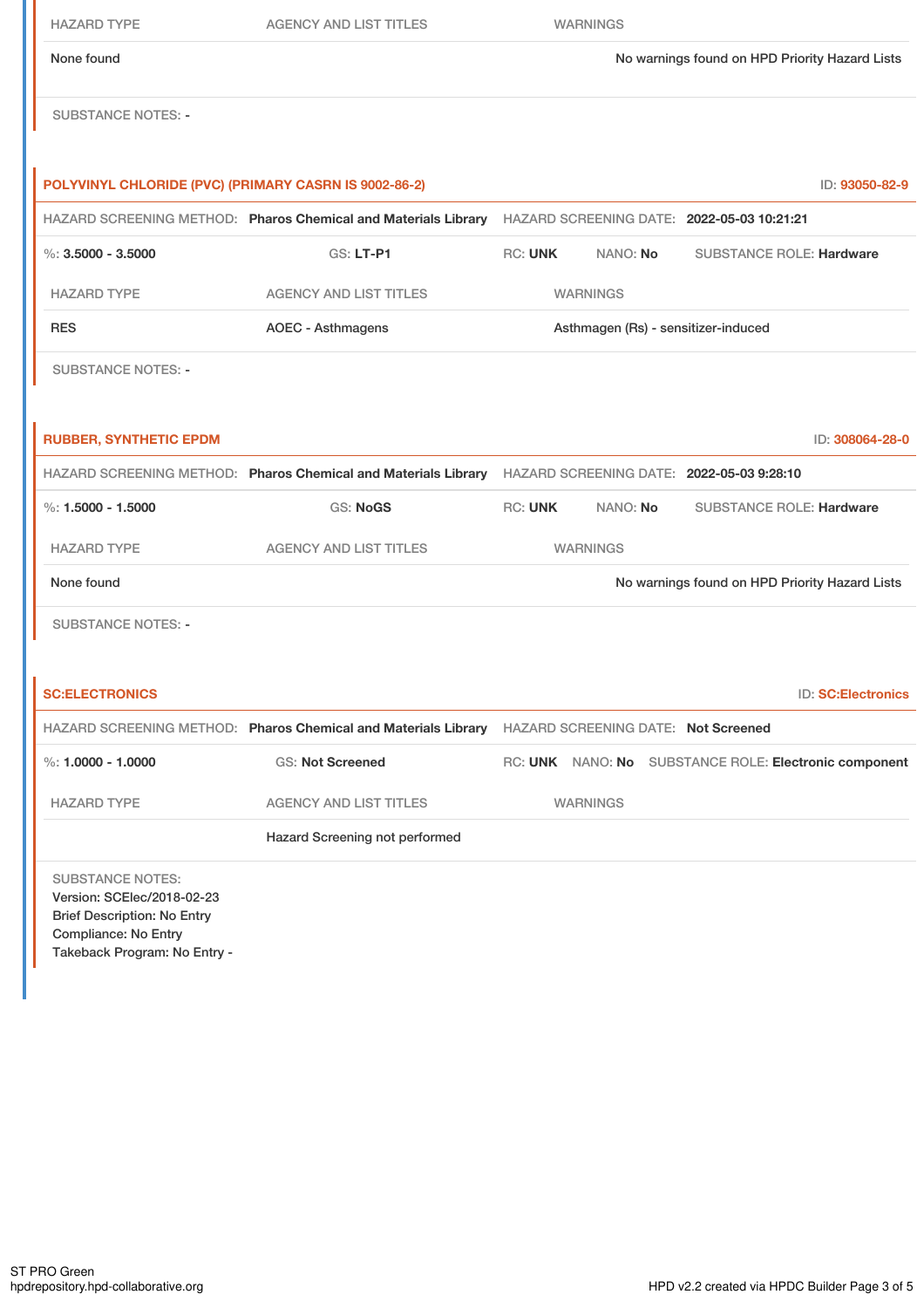| HAZARD TYPE | AGENCY AND LIST TITLES | WARNINGS |
| --- | --- | --- |
| None found | | No warnings found on HPD Priority Hazard Lists |

SUBSTANCE NOTES: -

### POLYVINYL CHLORIDE (PVC) (PRIMARY CASRN IS 9002-86-2)

ID: 93050-82-9

HAZARD SCREENING METHOD: **Pharos Chemical and Materials Library** HAZARD SCREENING DATE: **2022-05-03 10:21:21**

%: **3.5000 - 3.5000** GS: **LT-P1** RC: **UNK** NANO: **No** SUBSTANCE ROLE: **Hardware**

| HAZARD TYPE | AGENCY AND LIST TITLES | WARNINGS |
| --- | --- | --- |
| RES | AOEC - Asthmagens | Asthmagen (Rs) - sensitizer-induced |

SUBSTANCE NOTES: -

### RUBBER, SYNTHETIC EPDM

ID: 308064-28-0

HAZARD SCREENING METHOD: **Pharos Chemical and Materials Library** HAZARD SCREENING DATE: **2022-05-03 9:28:10**

%: **1.5000 - 1.5000** GS: **NoGS** RC: **UNK** NANO: **No** SUBSTANCE ROLE: **Hardware**

| HAZARD TYPE | AGENCY AND LIST TITLES | WARNINGS |
| --- | --- | --- |
| None found | | No warnings found on HPD Priority Hazard Lists |

SUBSTANCE NOTES: -

### SC:ELECTRONICS

ID: SC:Electronics

HAZARD SCREENING METHOD: **Pharos Chemical and Materials Library** HAZARD SCREENING DATE: **Not Screened**

%: **1.0000 - 1.0000** GS: **Not Screened** RC: **UNK** NANO: **No** SUBSTANCE ROLE: **Electronic component**

| HAZARD TYPE | AGENCY AND LIST TITLES | WARNINGS |
| --- | --- | --- |
| | Hazard Screening not performed | |

SUBSTANCE NOTES:
Version: SCElec/2018-02-23
Brief Description: No Entry
Compliance: No Entry
Takeback Program: No Entry -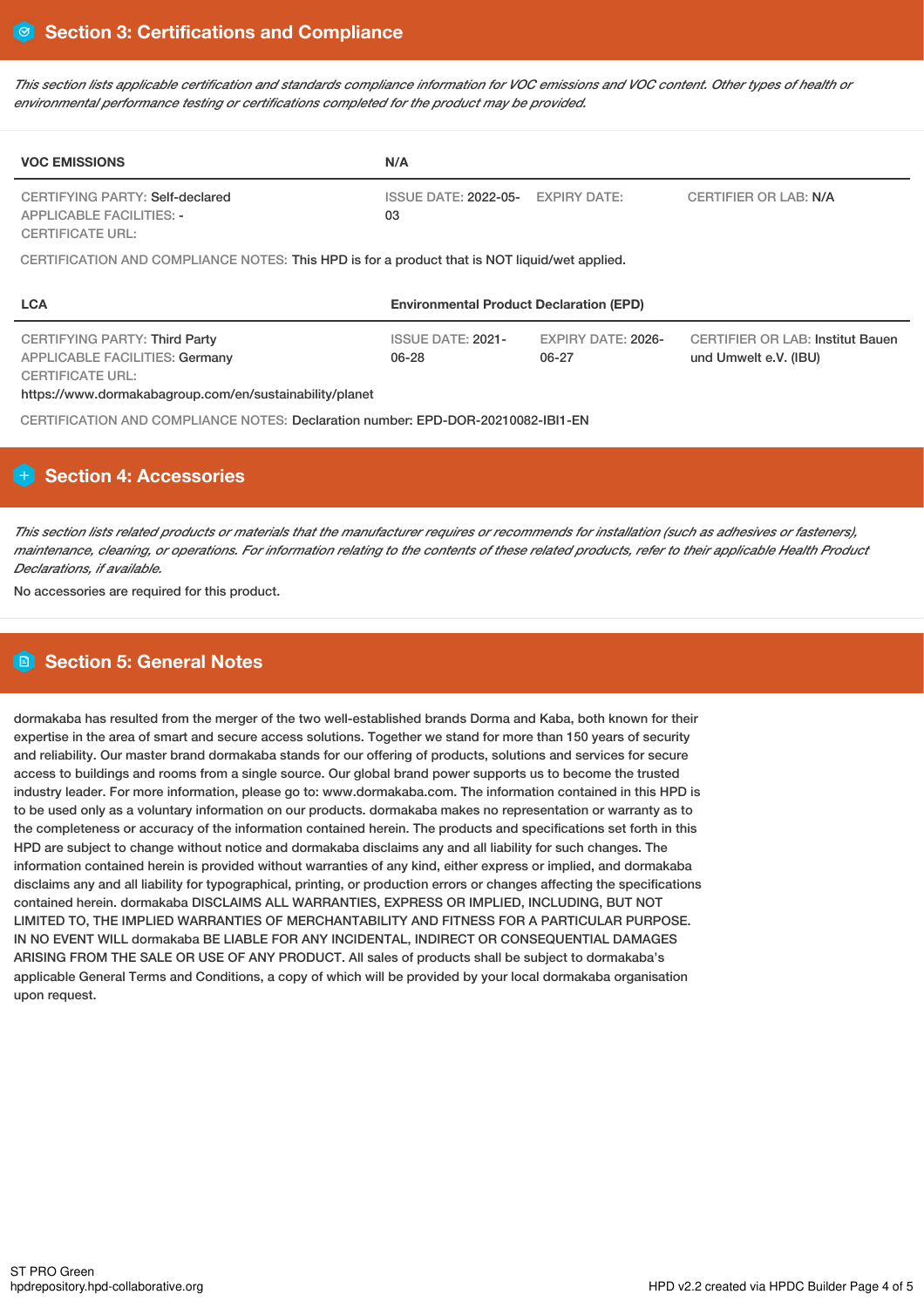## Section 3: Certifications and Compliance

*This section lists applicable certification and standards compliance information for VOC emissions and VOC content. Other types of health or environmental performance testing or certifications completed for the product may be provided.*

| VOC EMISSIONS | N/A | | |
|---|---|---|---|
| CERTIFYING PARTY: Self-declared<br>APPLICABLE FACILITIES: -<br>CERTIFICATE URL: | ISSUE DATE: 2022-05-03 | EXPIRY DATE: | CERTIFIER OR LAB: N/A |

CERTIFICATION AND COMPLIANCE NOTES: This HPD is for a product that is NOT liquid/wet applied.

| LCA | Environmental Product Declaration (EPD) | | |
|---|---|---|---|
| CERTIFYING PARTY: Third Party<br>APPLICABLE FACILITIES: Germany<br>CERTIFICATE URL:<br>https://www.dormakabagroup.com/en/sustainability/planet | ISSUE DATE: 2021-06-28 | EXPIRY DATE: 2026-06-27 | CERTIFIER OR LAB: Institut Bauen und Umwelt e.V. (IBU) |

CERTIFICATION AND COMPLIANCE NOTES: Declaration number: EPD-DOR-20210082-IBI1-EN

## Section 4: Accessories

*This section lists related products or materials that the manufacturer requires or recommends for installation (such as adhesives or fasteners), maintenance, cleaning, or operations. For information relating to the contents of these related products, refer to their applicable Health Product Declarations, if available.*

No accessories are required for this product.

## Section 5: General Notes

dormakaba has resulted from the merger of the two well-established brands Dorma and Kaba, both known for their expertise in the area of smart and secure access solutions. Together we stand for more than 150 years of security and reliability. Our master brand dormakaba stands for our offering of products, solutions and services for secure access to buildings and rooms from a single source. Our global brand power supports us to become the trusted industry leader. For more information, please go to: www.dormakaba.com. The information contained in this HPD is to be used only as a voluntary information on our products. dormakaba makes no representation or warranty as to the completeness or accuracy of the information contained herein. The products and specifications set forth in this HPD are subject to change without notice and dormakaba disclaims any and all liability for such changes. The information contained herein is provided without warranties of any kind, either express or implied, and dormakaba disclaims any and all liability for typographical, printing, or production errors or changes affecting the specifications contained herein. dormakaba DISCLAIMS ALL WARRANTIES, EXPRESS OR IMPLIED, INCLUDING, BUT NOT LIMITED TO, THE IMPLIED WARRANTIES OF MERCHANTABILITY AND FITNESS FOR A PARTICULAR PURPOSE. IN NO EVENT WILL dormakaba BE LIABLE FOR ANY INCIDENTAL, INDIRECT OR CONSEQUENTIAL DAMAGES ARISING FROM THE SALE OR USE OF ANY PRODUCT. All sales of products shall be subject to dormakaba's applicable General Terms and Conditions, a copy of which will be provided by your local dormakaba organisation upon request.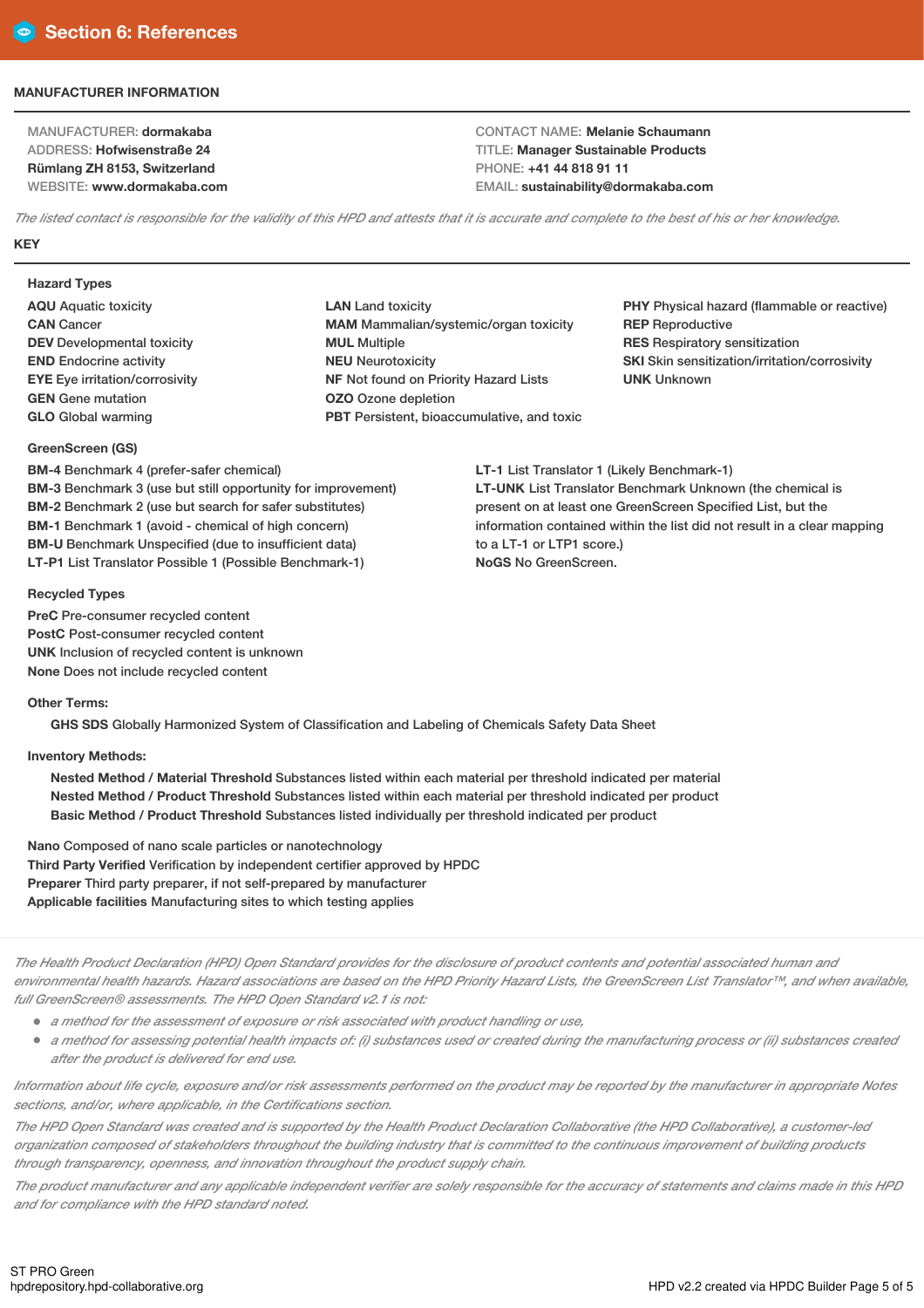# Section 6: References

## MANUFACTURER INFORMATION

MANUFACTURER: **dormakaba**
ADDRESS: **Hofwisenstraße 24**
**Rümlang ZH 8153, Switzerland**
WEBSITE: **www.dormakaba.com**

CONTACT NAME: **Melanie Schaumann**
TITLE: **Manager Sustainable Products**
PHONE: **+41 44 818 91 11**
EMAIL: **sustainability@dormakaba.com**

*The listed contact is responsible for the validity of this HPD and attests that it is accurate and complete to the best of his or her knowledge.*

## KEY

### Hazard Types

**AQU** Aquatic toxicity
**CAN** Cancer
**DEV** Developmental toxicity
**END** Endocrine activity
**EYE** Eye irritation/corrosivity
**GEN** Gene mutation
**GLO** Global warming
**LAN** Land toxicity
**MAM** Mammalian/systemic/organ toxicity
**MUL** Multiple
**NEU** Neurotoxicity
**NF** Not found on Priority Hazard Lists
**OZO** Ozone depletion
**PBT** Persistent, bioaccumulative, and toxic
**PHY** Physical hazard (flammable or reactive)
**REP** Reproductive
**RES** Respiratory sensitization
**SKI** Skin sensitization/irritation/corrosivity
**UNK** Unknown

### GreenScreen (GS)

**BM-4** Benchmark 4 (prefer-safer chemical)
**BM-3** Benchmark 3 (use but still opportunity for improvement)
**BM-2** Benchmark 2 (use but search for safer substitutes)
**BM-1** Benchmark 1 (avoid - chemical of high concern)
**BM-U** Benchmark Unspecified (due to insufficient data)
**LT-P1** List Translator Possible 1 (Possible Benchmark-1)
**LT-1** List Translator 1 (Likely Benchmark-1)
**LT-UNK** List Translator Benchmark Unknown (the chemical is present on at least one GreenScreen Specified List, but the information contained within the list did not result in a clear mapping to a LT-1 or LTP1 score.)
**NoGS** No GreenScreen.

### Recycled Types

**PreC** Pre-consumer recycled content
**PostC** Post-consumer recycled content
**UNK** Inclusion of recycled content is unknown
**None** Does not include recycled content

### Other Terms:

**GHS SDS** Globally Harmonized System of Classification and Labeling of Chemicals Safety Data Sheet

### Inventory Methods:

**Nested Method / Material Threshold** Substances listed within each material per threshold indicated per material
**Nested Method / Product Threshold** Substances listed within each material per threshold indicated per product
**Basic Method / Product Threshold** Substances listed individually per threshold indicated per product

**Nano** Composed of nano scale particles or nanotechnology
**Third Party Verified** Verification by independent certifier approved by HPDC
**Preparer** Third party preparer, if not self-prepared by manufacturer
**Applicable facilities** Manufacturing sites to which testing applies

*The Health Product Declaration (HPD) Open Standard provides for the disclosure of product contents and potential associated human and environmental health hazards. Hazard associations are based on the HPD Priority Hazard Lists, the GreenScreen List Translator™, and when available, full GreenScreen® assessments. The HPD Open Standard v2.1 is not:*

- *a method for the assessment of exposure or risk associated with product handling or use,*
- *a method for assessing potential health impacts of: (i) substances used or created during the manufacturing process or (ii) substances created after the product is delivered for end use.*

*Information about life cycle, exposure and/or risk assessments performed on the product may be reported by the manufacturer in appropriate Notes sections, and/or, where applicable, in the Certifications section.*

*The HPD Open Standard was created and is supported by the Health Product Declaration Collaborative (the HPD Collaborative), a customer-led organization composed of stakeholders throughout the building industry that is committed to the continuous improvement of building products through transparency, openness, and innovation throughout the product supply chain.*

*The product manufacturer and any applicable independent verifier are solely responsible for the accuracy of statements and claims made in this HPD and for compliance with the HPD standard noted.*